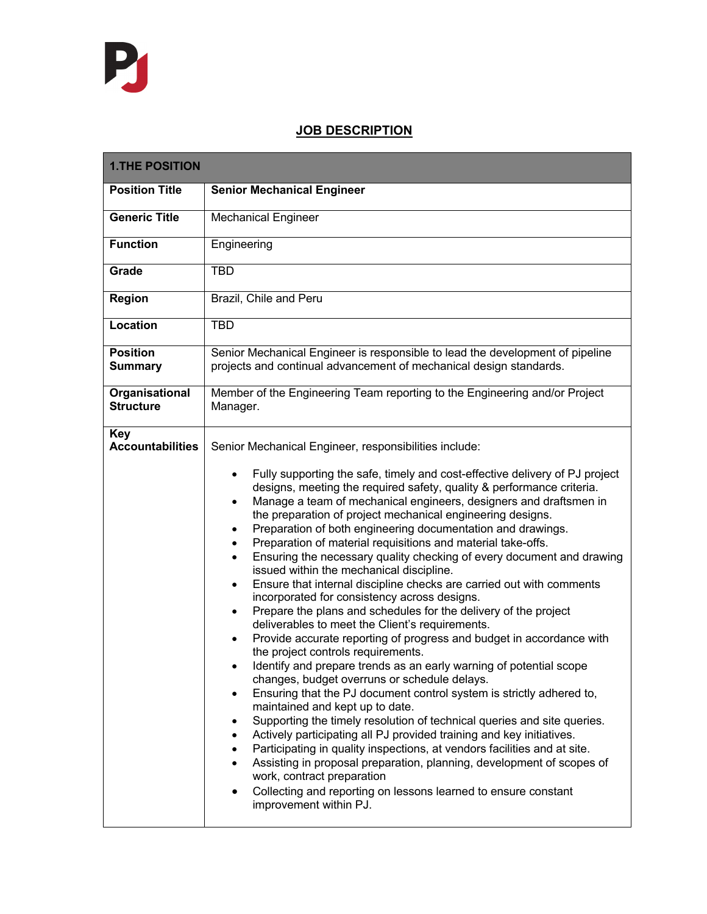# JOB DESCRIPTION

| 1.THE POSITION | |
|---|---|
| **Position Title** | **Senior Mechanical Engineer** |
| **Generic Title** | Mechanical Engineer |
| **Function** | Engineering |
| **Grade** | TBD |
| **Region** | Brazil, Chile and Peru |
| **Location** | TBD |
| **Position Summary** | Senior Mechanical Engineer is responsible to lead the development of pipeline projects and continual advancement of mechanical design standards. |
| **Organisational Structure** | Member of the Engineering Team reporting to the Engineering and/or Project Manager. |
| **Key Accountabilities** | Senior Mechanical Engineer, responsibilities include: <br>• Fully supporting the safe, timely and cost-effective delivery of PJ project designs, meeting the required safety, quality & performance criteria.<br>• Manage a team of mechanical engineers, designers and draftsmen in the preparation of project mechanical engineering designs.<br>• Preparation of both engineering documentation and drawings.<br>• Preparation of material requisitions and material take-offs.<br>• Ensuring the necessary quality checking of every document and drawing issued within the mechanical discipline.<br>• Ensure that internal discipline checks are carried out with comments incorporated for consistency across designs.<br>• Prepare the plans and schedules for the delivery of the project deliverables to meet the Client's requirements.<br>• Provide accurate reporting of progress and budget in accordance with the project controls requirements.<br>• Identify and prepare trends as an early warning of potential scope changes, budget overruns or schedule delays.<br>• Ensuring that the PJ document control system is strictly adhered to, maintained and kept up to date.<br>• Supporting the timely resolution of technical queries and site queries.<br>• Actively participating all PJ provided training and key initiatives.<br>• Participating in quality inspections, at vendors facilities and at site.<br>• Assisting in proposal preparation, planning, development of scopes of work, contract preparation<br>• Collecting and reporting on lessons learned to ensure constant improvement within PJ. |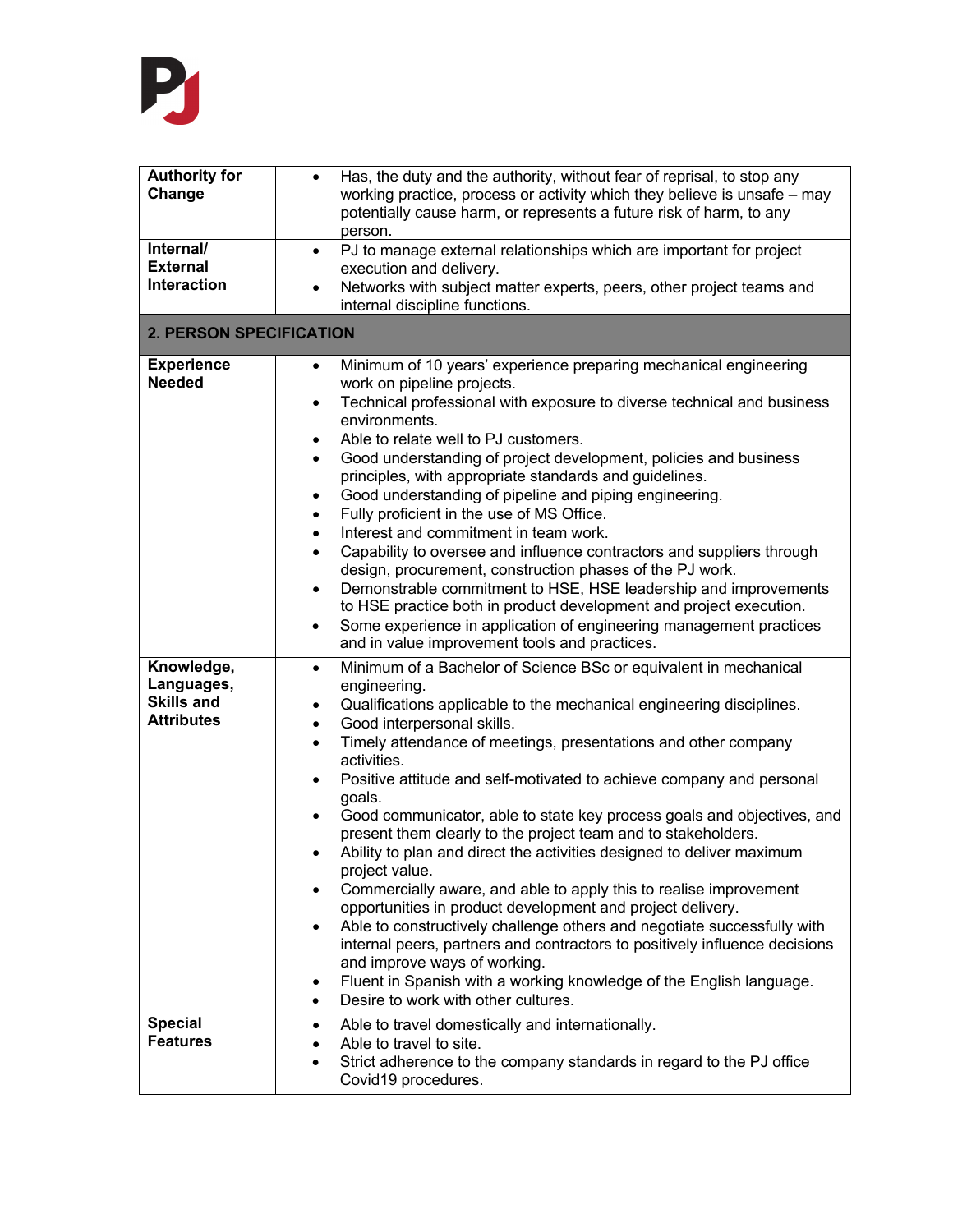| | |
|---|---|
| **Authority for Change** | • Has, the duty and the authority, without fear of reprisal, to stop any working practice, process or activity which they believe is unsafe – may potentially cause harm, or represents a future risk of harm, to any person. |
| **Internal/ External Interaction** | • PJ to manage external relationships which are important for project execution and delivery.<br>• Networks with subject matter experts, peers, other project teams and internal discipline functions. |
| **2. PERSON SPECIFICATION** | |
| **Experience Needed** | • Minimum of 10 years' experience preparing mechanical engineering work on pipeline projects.<br>• Technical professional with exposure to diverse technical and business environments.<br>• Able to relate well to PJ customers.<br>• Good understanding of project development, policies and business principles, with appropriate standards and guidelines.<br>• Good understanding of pipeline and piping engineering.<br>• Fully proficient in the use of MS Office.<br>• Interest and commitment in team work.<br>• Capability to oversee and influence contractors and suppliers through design, procurement, construction phases of the PJ work.<br>• Demonstrable commitment to HSE, HSE leadership and improvements to HSE practice both in product development and project execution.<br>• Some experience in application of engineering management practices and in value improvement tools and practices. |
| **Knowledge, Languages, Skills and Attributes** | • Minimum of a Bachelor of Science BSc or equivalent in mechanical engineering.<br>• Qualifications applicable to the mechanical engineering disciplines.<br>• Good interpersonal skills.<br>• Timely attendance of meetings, presentations and other company activities.<br>• Positive attitude and self-motivated to achieve company and personal goals.<br>• Good communicator, able to state key process goals and objectives, and present them clearly to the project team and to stakeholders.<br>• Ability to plan and direct the activities designed to deliver maximum project value.<br>• Commercially aware, and able to apply this to realise improvement opportunities in product development and project delivery.<br>• Able to constructively challenge others and negotiate successfully with internal peers, partners and contractors to positively influence decisions and improve ways of working.<br>• Fluent in Spanish with a working knowledge of the English language.<br>• Desire to work with other cultures. |
| **Special Features** | • Able to travel domestically and internationally.<br>• Able to travel to site.<br>• Strict adherence to the company standards in regard to the PJ office Covid19 procedures. |